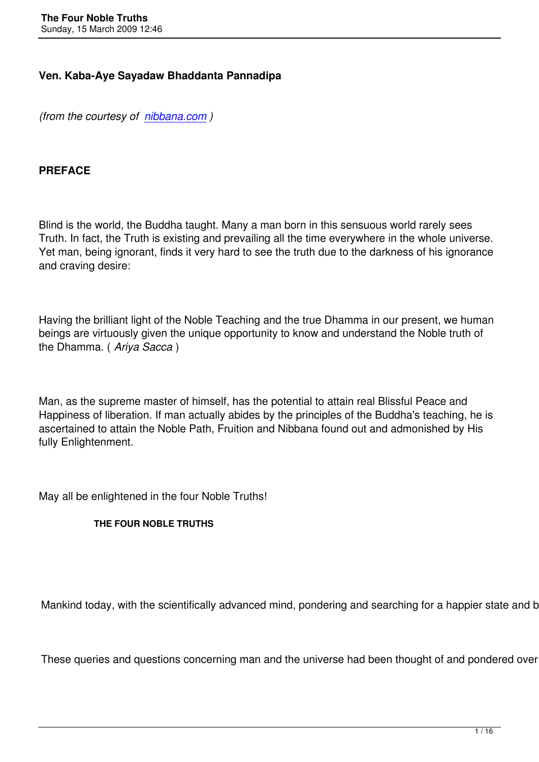**Ven. Kaba-Aye Sayadaw Bhaddanta Pannadipa**

*(from the courtesy of [nibbana.com](nibbana.com) )*

**PREFACE**

Blind is the world, the Buddha taught. Many a man born in this sensuous world rarely sees Truth. In fact, the Truth is existing and prevailing all the time everywhere in the whole universe. Yet man, being ignorant, finds it very hard to see the truth due to the darkness of his ignorance and craving desire:

Having the brilliant light of the Noble Teaching and the true Dhamma in our present, we human beings are virtuously given the unique opportunity to know and understand the Noble truth of the Dhamma. ( *Ariya Sacca* )

Man, as the supreme master of himself, has the potential to attain real Blissful Peace and Happiness of liberation. If man actually abides by the principles of the Buddha's teaching, he is ascertained to attain the Noble Path, Fruition and Nibbana found out and admonished by His fully Enlightenment.

May all be enlightened in the four Noble Truths!

**THE FOUR NOBLE TRUTHS**

Mankind today, with the scientifically advanced mind, pondering and searching for a happier state and b

These queries and questions concerning man and the universe had been thought of and pondered over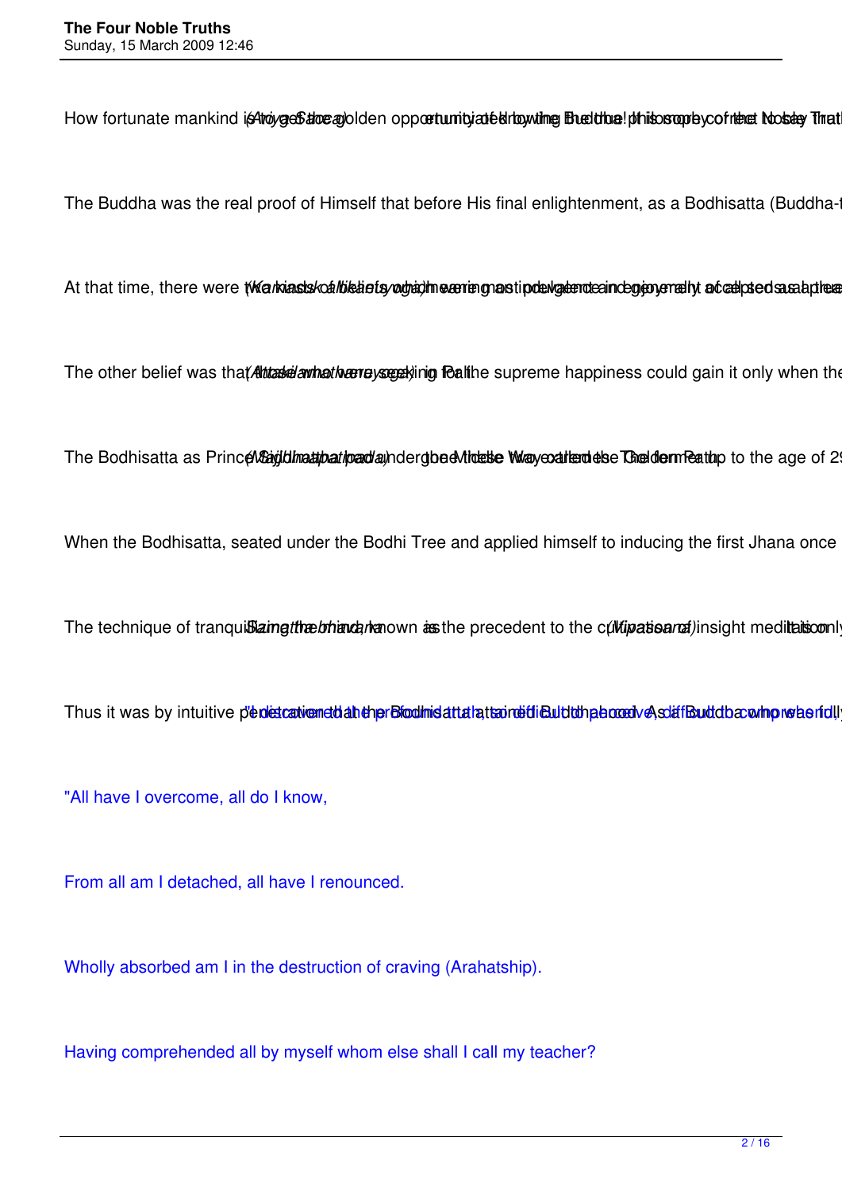How fortunate mankind is *(Ariya Sacca)* to get the golden opportunity of knowing the Buddha's philosophy correctly enunciated by the Buddha the Noble Truths

The Buddha was the real proof of Himself that before His final enlightenment, as a Bodhisatta (Buddha-t

At that time, there were two kinds of beliefs which were most prevalent and generally accepted as a the *(Kamasukhallikanuyoga)* meaning indulgence in enjoyment of sensual pleasures

The other belief was that those who were seeking for the supreme happiness could gain it only when the *(Attakilamathanuyoga)* in Pali

The Bodhisatta as Prince Siddhattha had undergone these two extremes the former up to the age of 29 *(Majjhima patipada)* the Middle Way called the Golden Path

When the Bodhisatta, seated under the Bodhi Tree and applied himself to inducing the first Jhana once

The technique of tranquilizing the mind, known as *Samatha bhavana* is the precedent to the cultivation of *(Vipassana)* insight meditation. It is only

Thus it was by intuitive penetration that the Bodhisatta attained Buddhahood. As a Buddha who was fully "I discovered the profound truth, so difficult to perceive, so difficult to compre

"All have I overcome, all do I know,

From all am I detached, all have I renounced.

Wholly absorbed am I in the destruction of craving (Arahatship).

Having comprehended all by myself whom else shall I call my teacher?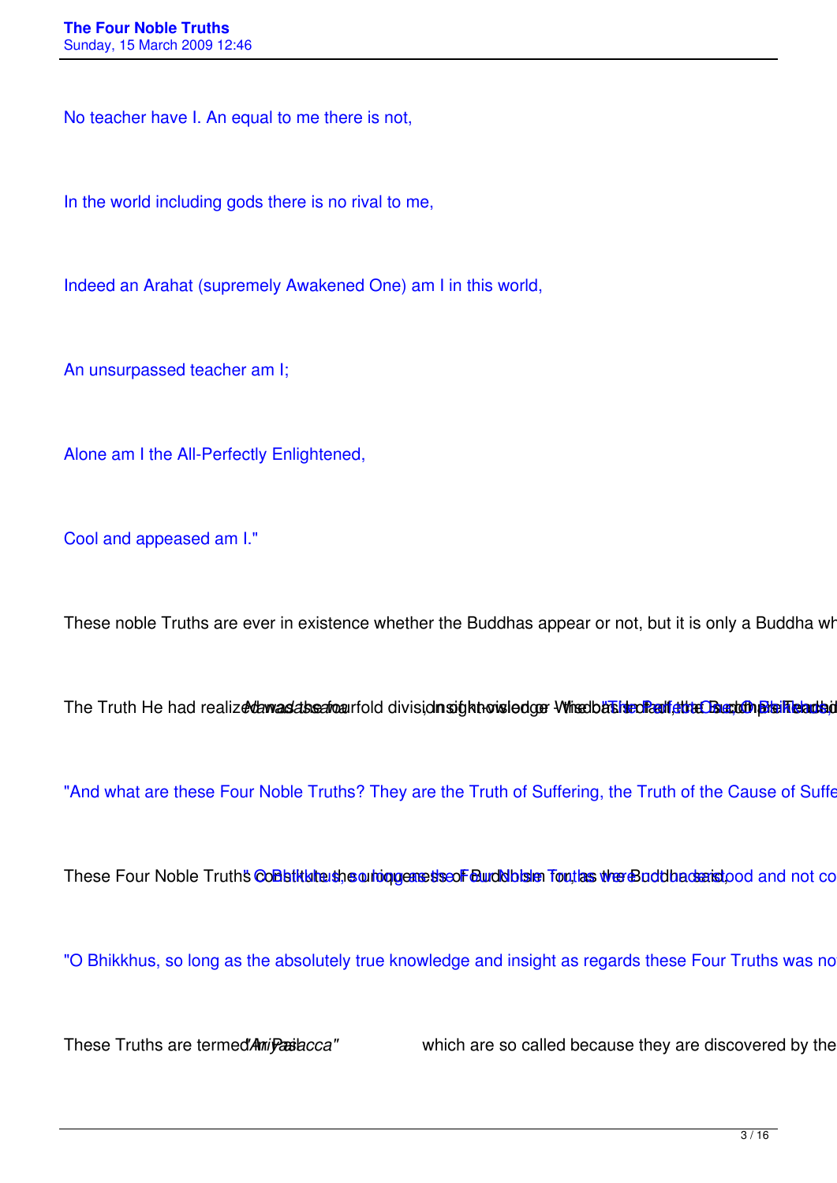No teacher have I. An equal to me there is not,

In the world including gods there is no rival to me,

Indeed an Arahat (supremely Awakened One) am I in this world,

An unsurpassed teacher am I;

Alone am I the All-Perfectly Enlightened,

Cool and appeased am I."

These noble Truths are ever in existence whether the Buddhas appear or not, but it is only a Buddha wh

The Truth He had realized was the fourfold division *Nanadassana*, Insight-knowledge - the basis of all the Buddha's Teaching "The Perfect One, O Bhikkhus,

"And what are these Four Noble Truths? They are the Truth of Suffering, the Truth of the Cause of Suffe

These Four Noble Truths constitute the uniqueness of Buddhism. "O Bhikkhus, so long as these Four Noble Truths were not understood and not co

"O Bhikkhus, so long as the absolutely true knowledge and insight as regards these Four Truths was no

These Truths are termed *"Ariyasacca"* in Pali which are so called because they are discovered by the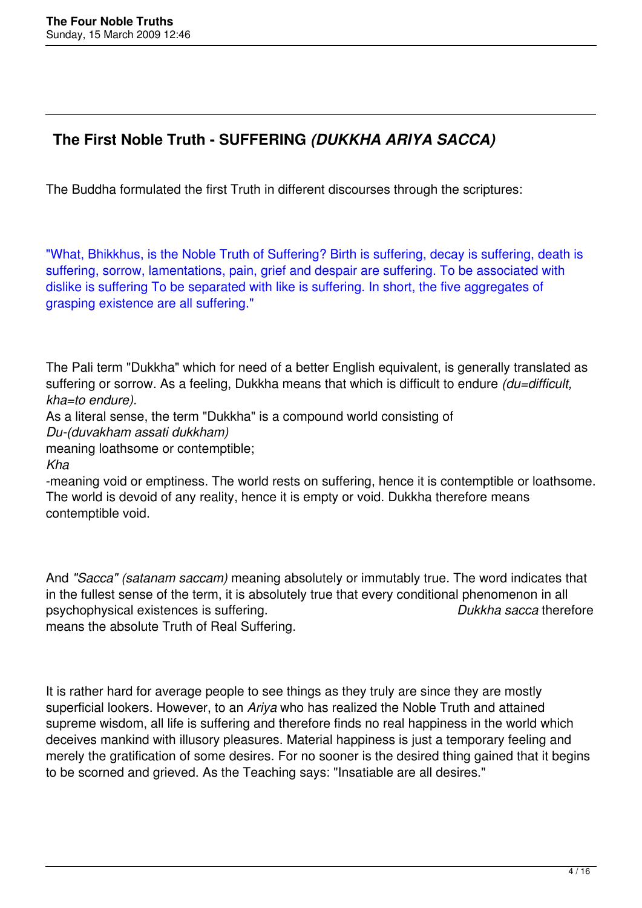## The First Noble Truth - SUFFERING *(DUKKHA ARIYA SACCA)*

The Buddha formulated the first Truth in different discourses through the scriptures:

"What, Bhikkhus, is the Noble Truth of Suffering? Birth is suffering, decay is suffering, death is suffering, sorrow, lamentations, pain, grief and despair are suffering. To be associated with dislike is suffering To be separated with like is suffering. In short, the five aggregates of grasping existence are all suffering."

The Pali term "Dukkha" which for need of a better English equivalent, is generally translated as suffering or sorrow. As a feeling, Dukkha means that which is difficult to endure *(du=difficult, kha=to endure).*

As a literal sense, the term "Dukkha" is a compound world consisting of *Du-(duvakham assati dukkham)* meaning loathsome or contemptible; *Kha* -meaning void or emptiness. The world rests on suffering, hence it is contemptible or loathsome. The world is devoid of any reality, hence it is empty or void. Dukkha therefore means contemptible void.

And *"Sacca" (satanam saccam)* meaning absolutely or immutably true. The word indicates that in the fullest sense of the term, it is absolutely true that every conditional phenomenon in all psychophysical existences is suffering. *Dukkha sacca* therefore means the absolute Truth of Real Suffering.

It is rather hard for average people to see things as they truly are since they are mostly superficial lookers. However, to an *Ariya* who has realized the Noble Truth and attained supreme wisdom, all life is suffering and therefore finds no real happiness in the world which deceives mankind with illusory pleasures. Material happiness is just a temporary feeling and merely the gratification of some desires. For no sooner is the desired thing gained that it begins to be scorned and grieved. As the Teaching says: "Insatiable are all desires."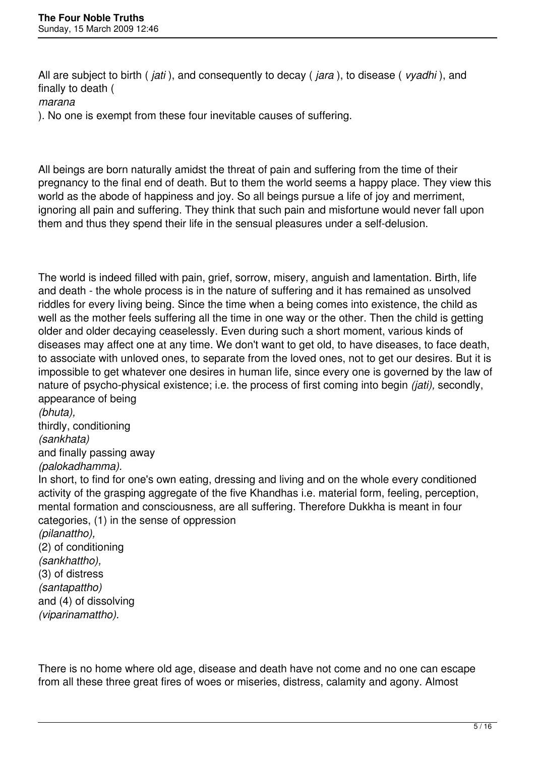All are subject to birth ( *jati* ), and consequently to decay ( *jara* ), to disease ( *vyadhi* ), and finally to death ( *marana* ). No one is exempt from these four inevitable causes of suffering.

All beings are born naturally amidst the threat of pain and suffering from the time of their pregnancy to the final end of death. But to them the world seems a happy place. They view this world as the abode of happiness and joy. So all beings pursue a life of joy and merriment, ignoring all pain and suffering. They think that such pain and misfortune would never fall upon them and thus they spend their life in the sensual pleasures under a self-delusion.

The world is indeed filled with pain, grief, sorrow, misery, anguish and lamentation. Birth, life and death - the whole process is in the nature of suffering and it has remained as unsolved riddles for every living being. Since the time when a being comes into existence, the child as well as the mother feels suffering all the time in one way or the other. Then the child is getting older and older decaying ceaselessly. Even during such a short moment, various kinds of diseases may affect one at any time. We don't want to get old, to have diseases, to face death, to associate with unloved ones, to separate from the loved ones, not to get our desires. But it is impossible to get whatever one desires in human life, since every one is governed by the law of nature of psycho-physical existence; i.e. the process of first coming into begin *(jati),* secondly, appearance of being *(bhuta),* thirdly, conditioning *(sankhata)* and finally passing away *(palokadhamma).* In short, to find for one's own eating, dressing and living and on the whole every conditioned activity of the grasping aggregate of the five Khandhas i.e. material form, feeling, perception, mental formation and consciousness, are all suffering. Therefore Dukkha is meant in four categories, (1) in the sense of oppression *(pilanattho),* (2) of conditioning *(sankhattho),* (3) of distress *(santapattho)* and (4) of dissolving *(viparinamattho).*

There is no home where old age, disease and death have not come and no one can escape from all these three great fires of woes or miseries, distress, calamity and agony. Almost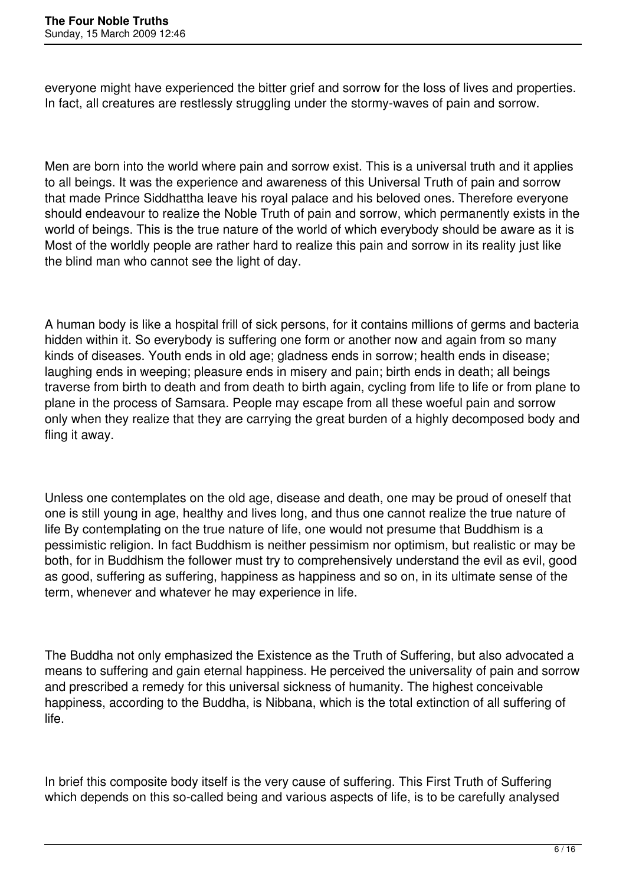everyone might have experienced the bitter grief and sorrow for the loss of lives and properties. In fact, all creatures are restlessly struggling under the stormy-waves of pain and sorrow.

Men are born into the world where pain and sorrow exist. This is a universal truth and it applies to all beings. It was the experience and awareness of this Universal Truth of pain and sorrow that made Prince Siddhattha leave his royal palace and his beloved ones. Therefore everyone should endeavour to realize the Noble Truth of pain and sorrow, which permanently exists in the world of beings. This is the true nature of the world of which everybody should be aware as it is Most of the worldly people are rather hard to realize this pain and sorrow in its reality just like the blind man who cannot see the light of day.

A human body is like a hospital frill of sick persons, for it contains millions of germs and bacteria hidden within it. So everybody is suffering one form or another now and again from so many kinds of diseases. Youth ends in old age; gladness ends in sorrow; health ends in disease; laughing ends in weeping; pleasure ends in misery and pain; birth ends in death; all beings traverse from birth to death and from death to birth again, cycling from life to life or from plane to plane in the process of Samsara. People may escape from all these woeful pain and sorrow only when they realize that they are carrying the great burden of a highly decomposed body and fling it away.

Unless one contemplates on the old age, disease and death, one may be proud of oneself that one is still young in age, healthy and lives long, and thus one cannot realize the true nature of life By contemplating on the true nature of life, one would not presume that Buddhism is a pessimistic religion. In fact Buddhism is neither pessimism nor optimism, but realistic or may be both, for in Buddhism the follower must try to comprehensively understand the evil as evil, good as good, suffering as suffering, happiness as happiness and so on, in its ultimate sense of the term, whenever and whatever he may experience in life.

The Buddha not only emphasized the Existence as the Truth of Suffering, but also advocated a means to suffering and gain eternal happiness. He perceived the universality of pain and sorrow and prescribed a remedy for this universal sickness of humanity. The highest conceivable happiness, according to the Buddha, is Nibbana, which is the total extinction of all suffering of life.

In brief this composite body itself is the very cause of suffering. This First Truth of Suffering which depends on this so-called being and various aspects of life, is to be carefully analysed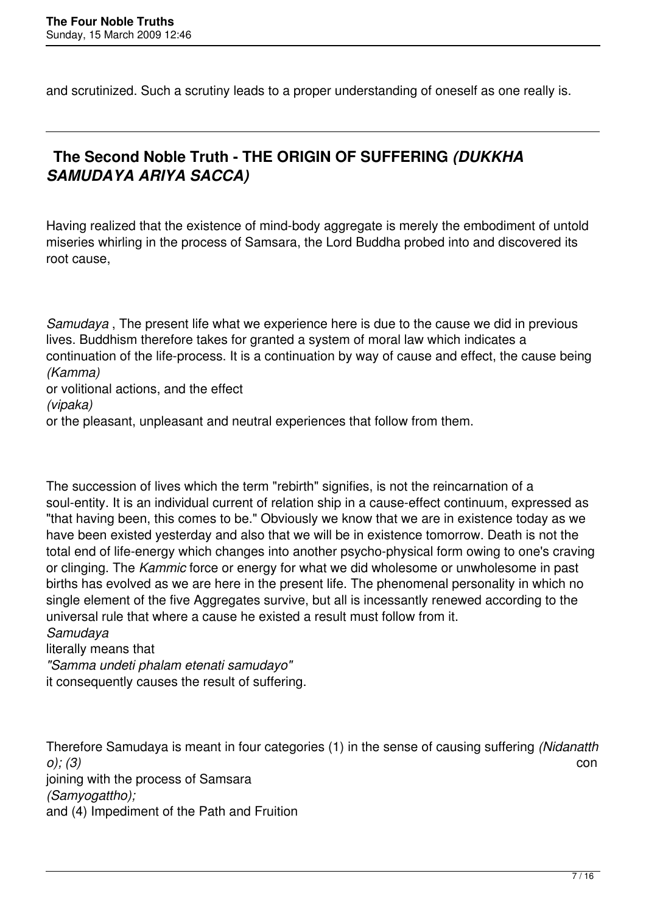and scrutinized. Such a scrutiny leads to a proper understanding of oneself as one really is.

---

## The Second Noble Truth - THE ORIGIN OF SUFFERING *(DUKKHA SAMUDAYA ARIYA SACCA)*

Having realized that the existence of mind-body aggregate is merely the embodiment of untold miseries whirling in the process of Samsara, the Lord Buddha probed into and discovered its root cause,

*Samudaya* , The present life what we experience here is due to the cause we did in previous lives. Buddhism therefore takes for granted a system of moral law which indicates a continuation of the life-process. It is a continuation by way of cause and effect, the cause being *(Kamma)* or volitional actions, and the effect *(vipaka)* or the pleasant, unpleasant and neutral experiences that follow from them.

The succession of lives which the term "rebirth" signifies, is not the reincarnation of a soul-entity. It is an individual current of relation ship in a cause-effect continuum, expressed as "that having been, this comes to be." Obviously we know that we are in existence today as we have been existed yesterday and also that we will be in existence tomorrow. Death is not the total end of life-energy which changes into another psycho-physical form owing to one's craving or clinging. The *Kammic* force or energy for what we did wholesome or unwholesome in past births has evolved as we are here in the present life. The phenomenal personality in which no single element of the five Aggregates survive, but all is incessantly renewed according to the universal rule that where a cause he existed a result must follow from it. *Samudaya* literally means that *"Samma undeti phalam etenati samudayo"* it consequently causes the result of suffering.

Therefore Samudaya is meant in four categories (1) in the sense of causing suffering *(Nidanattho); (3)* con joining with the process of Samsara *(Samyogattho);* and (4) Impediment of the Path and Fruition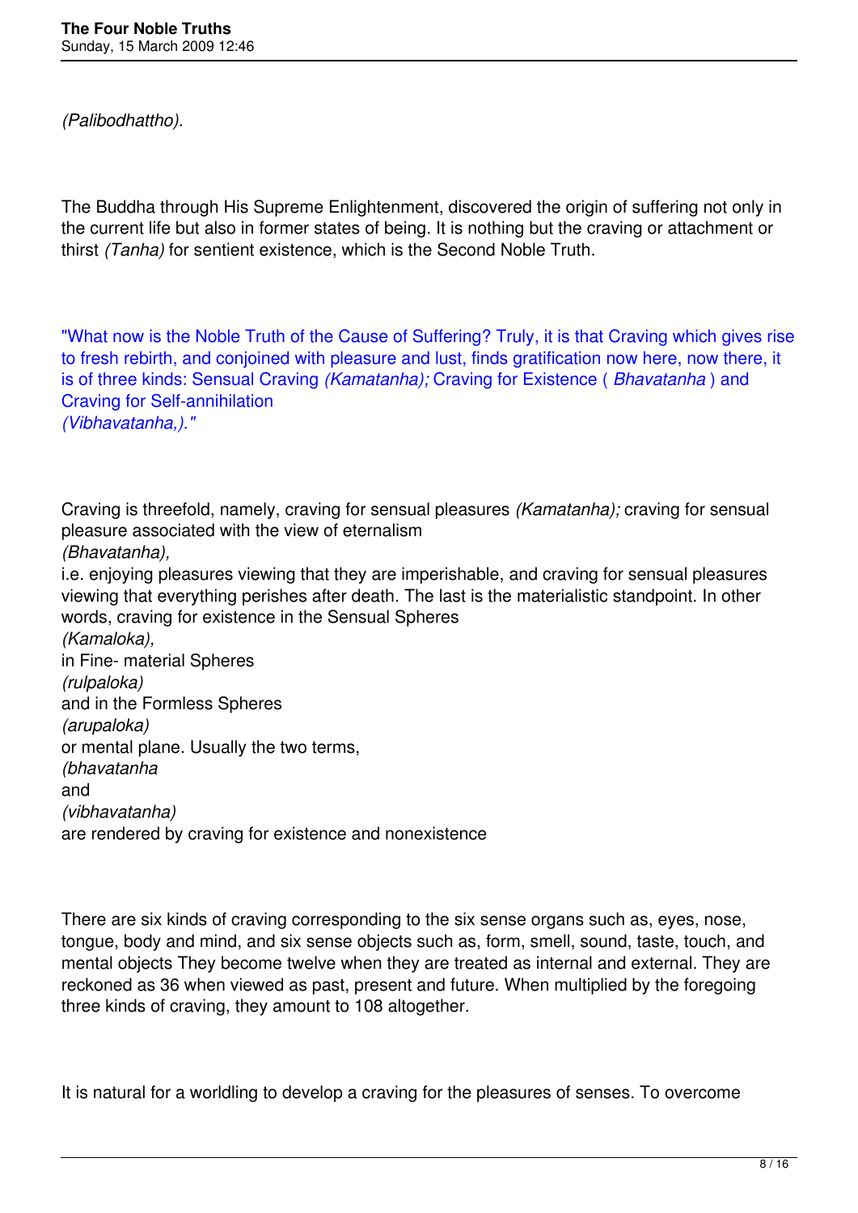*(Palibodhattho).*

The Buddha through His Supreme Enlightenment, discovered the origin of suffering not only in the current life but also in former states of being. It is nothing but the craving or attachment or thirst *(Tanha)* for sentient existence, which is the Second Noble Truth.

"What now is the Noble Truth of the Cause of Suffering? Truly, it is that Craving which gives rise to fresh rebirth, and conjoined with pleasure and lust, finds gratification now here, now there, it is of three kinds: Sensual Craving *(Kamatanha);* Craving for Existence ( *Bhavatanha* ) and Craving for Self-annihilation *(Vibhavatanha,)."*

Craving is threefold, namely, craving for sensual pleasures *(Kamatanha);* craving for sensual pleasure associated with the view of eternalism *(Bhavatanha),* i.e. enjoying pleasures viewing that they are imperishable, and craving for sensual pleasures viewing that everything perishes after death. The last is the materialistic standpoint. In other words, craving for existence in the Sensual Spheres *(Kamaloka),* in Fine- material Spheres *(rulpaloka)* and in the Formless Spheres *(arupaloka)* or mental plane. Usually the two terms, *(bhavatanha* and *(vibhavatanha)* are rendered by craving for existence and nonexistence

There are six kinds of craving corresponding to the six sense organs such as, eyes, nose, tongue, body and mind, and six sense objects such as, form, smell, sound, taste, touch, and mental objects They become twelve when they are treated as internal and external. They are reckoned as 36 when viewed as past, present and future. When multiplied by the foregoing three kinds of craving, they amount to 108 altogether.

It is natural for a worldling to develop a craving for the pleasures of senses. To overcome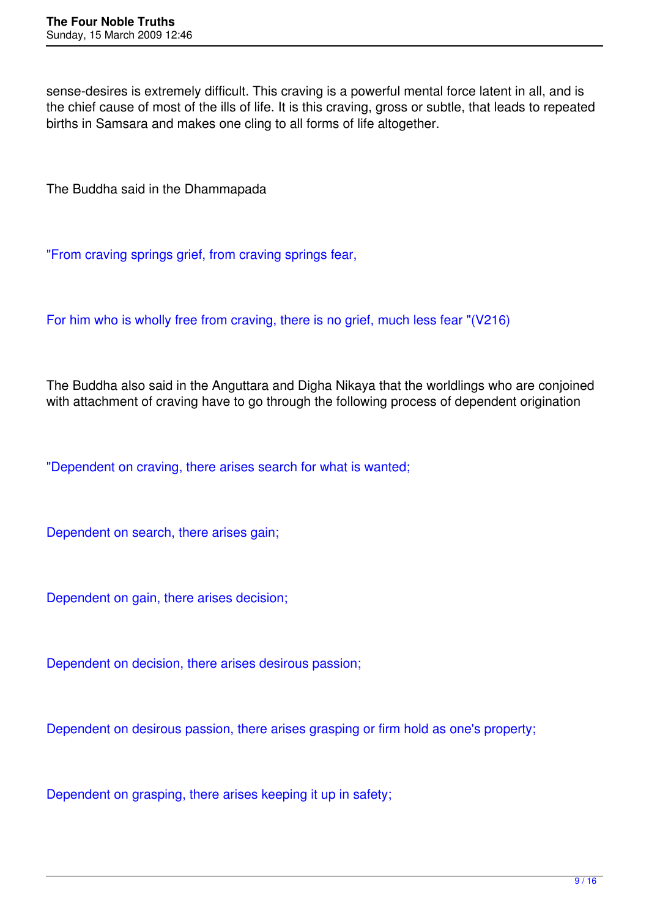sense-desires is extremely difficult. This craving is a powerful mental force latent in all, and is the chief cause of most of the ills of life. It is this craving, gross or subtle, that leads to repeated births in Samsara and makes one cling to all forms of life altogether.

The Buddha said in the Dhammapada

"From craving springs grief, from craving springs fear,

For him who is wholly free from craving, there is no grief, much less fear "(V216)

The Buddha also said in the Anguttara and Digha Nikaya that the worldlings who are conjoined with attachment of craving have to go through the following process of dependent origination

"Dependent on craving, there arises search for what is wanted;

Dependent on search, there arises gain;

Dependent on gain, there arises decision;

Dependent on decision, there arises desirous passion;

Dependent on desirous passion, there arises grasping or firm hold as one's property;

Dependent on grasping, there arises keeping it up in safety;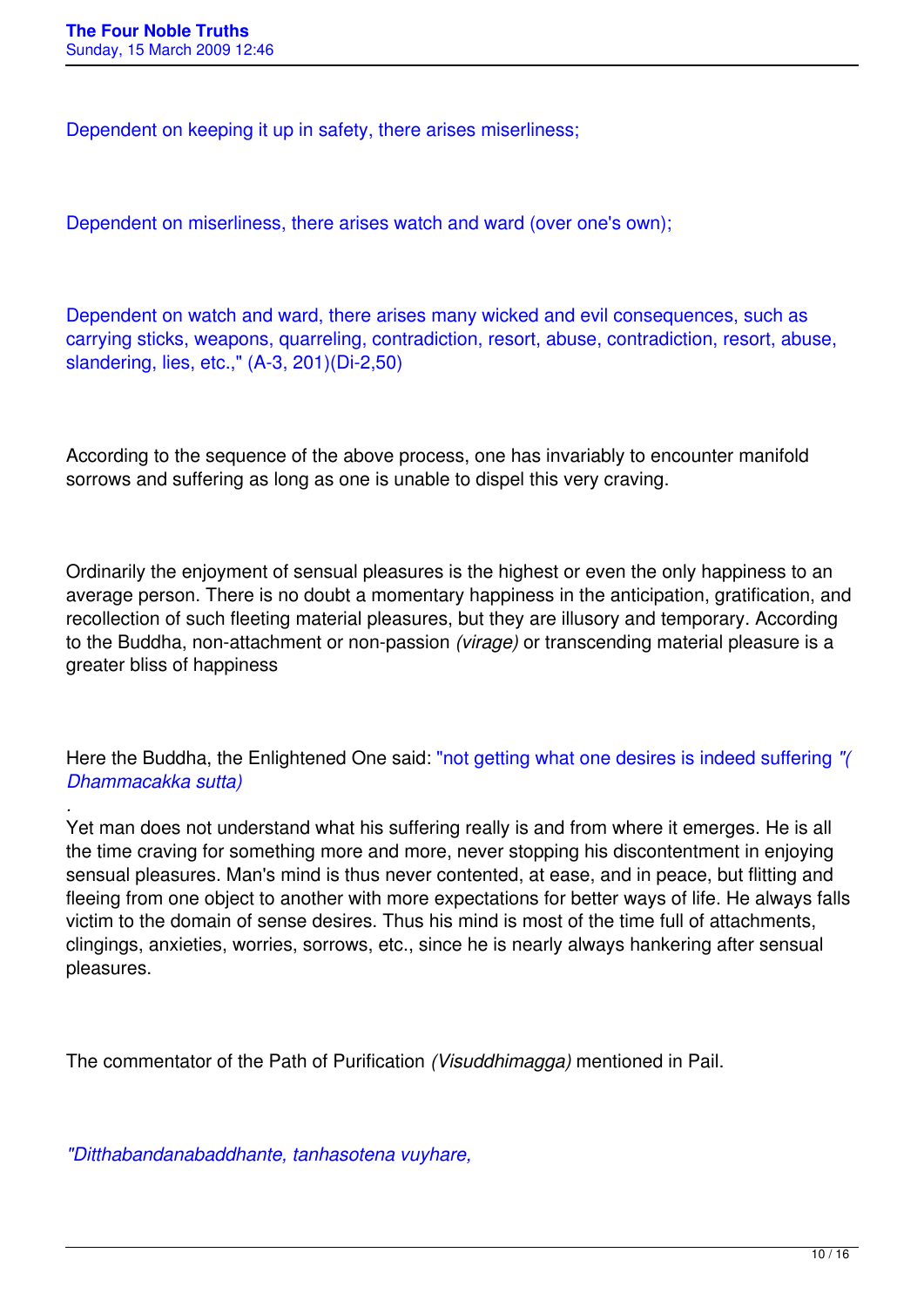Dependent on keeping it up in safety, there arises miserliness;

Dependent on miserliness, there arises watch and ward (over one's own);

Dependent on watch and ward, there arises many wicked and evil consequences, such as carrying sticks, weapons, quarreling, contradiction, resort, abuse, contradiction, resort, abuse, slandering, lies, etc.," (A-3, 201)(Di-2,50)

According to the sequence of the above process, one has invariably to encounter manifold sorrows and suffering as long as one is unable to dispel this very craving.

Ordinarily the enjoyment of sensual pleasures is the highest or even the only happiness to an average person. There is no doubt a momentary happiness in the anticipation, gratification, and recollection of such fleeting material pleasures, but they are illusory and temporary. According to the Buddha, non-attachment or non-passion *(virage)* or transcending material pleasure is a greater bliss of happiness

Here the Buddha, the Enlightened One said: "not getting what one desires is indeed suffering *"( Dhammacakka sutta)*

.
Yet man does not understand what his suffering really is and from where it emerges. He is all the time craving for something more and more, never stopping his discontentment in enjoying sensual pleasures. Man's mind is thus never contented, at ease, and in peace, but flitting and fleeing from one object to another with more expectations for better ways of life. He always falls victim to the domain of sense desires. Thus his mind is most of the time full of attachments, clingings, anxieties, worries, sorrows, etc., since he is nearly always hankering after sensual pleasures.

The commentator of the Path of Purification *(Visuddhimagga)* mentioned in Pail.

*"Ditthabandanabaddhante, tanhasotena vuyhare,*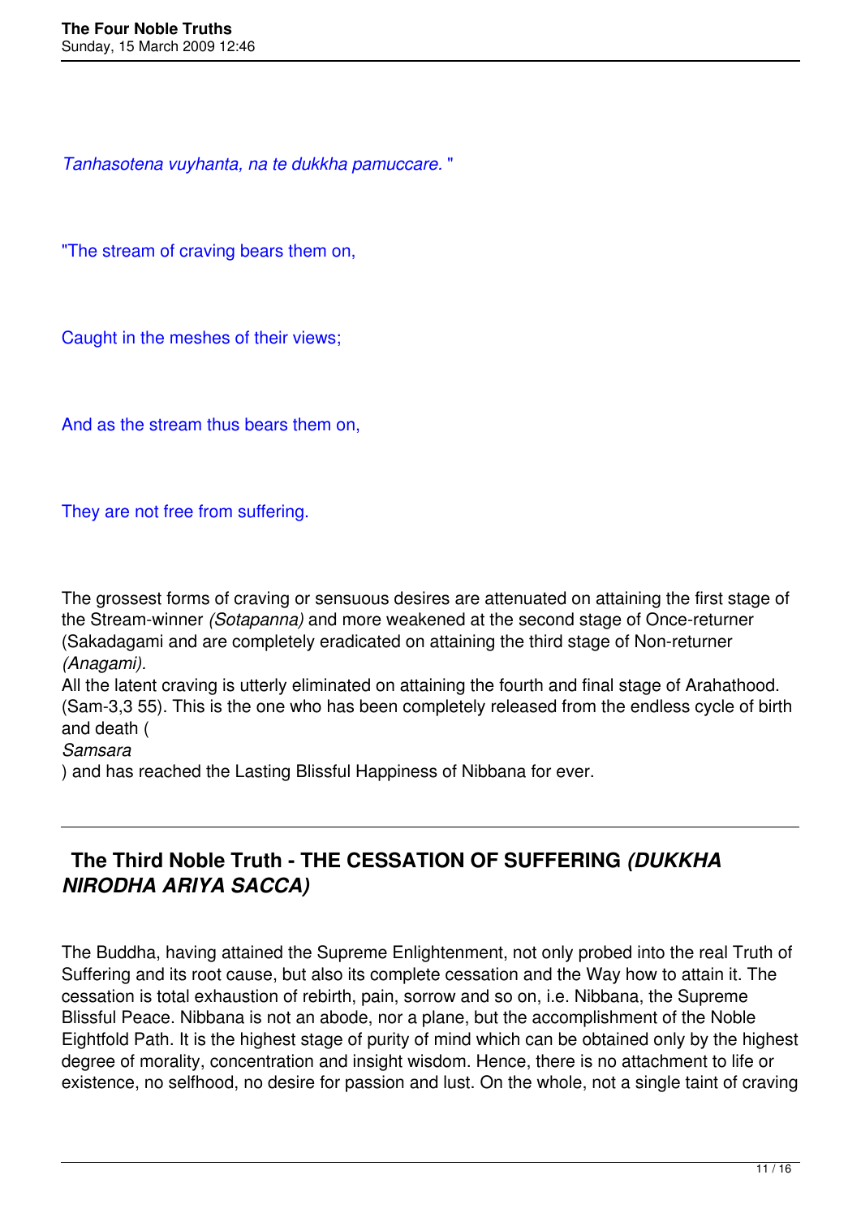*Tanhasotena vuyhanta, na te dukkha pamuccare.* "

"The stream of craving bears them on,

Caught in the meshes of their views;

And as the stream thus bears them on,

They are not free from suffering.

The grossest forms of craving or sensuous desires are attenuated on attaining the first stage of the Stream-winner *(Sotapanna)* and more weakened at the second stage of Once-returner (Sakadagami and are completely eradicated on attaining the third stage of Non-returner *(Anagami).*
All the latent craving is utterly eliminated on attaining the fourth and final stage of Arahathood. (Sam-3,3 55). This is the one who has been completely released from the endless cycle of birth and death ( *Samsara* ) and has reached the Lasting Blissful Happiness of Nibbana for ever.

---

## The Third Noble Truth - THE CESSATION OF SUFFERING *(DUKKHA NIRODHA ARIYA SACCA)*

The Buddha, having attained the Supreme Enlightenment, not only probed into the real Truth of Suffering and its root cause, but also its complete cessation and the Way how to attain it. The cessation is total exhaustion of rebirth, pain, sorrow and so on, i.e. Nibbana, the Supreme Blissful Peace. Nibbana is not an abode, nor a plane, but the accomplishment of the Noble Eightfold Path. It is the highest stage of purity of mind which can be obtained only by the highest degree of morality, concentration and insight wisdom. Hence, there is no attachment to life or existence, no selfhood, no desire for passion and lust. On the whole, not a single taint of craving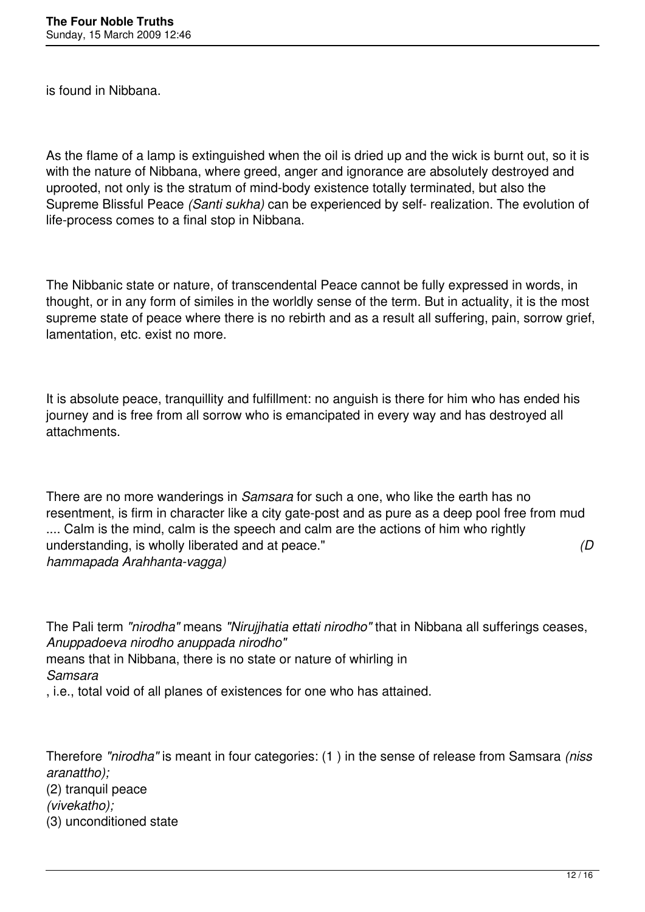is found in Nibbana.

As the flame of a lamp is extinguished when the oil is dried up and the wick is burnt out, so it is with the nature of Nibbana, where greed, anger and ignorance are absolutely destroyed and uprooted, not only is the stratum of mind-body existence totally terminated, but also the Supreme Blissful Peace *(Santi sukha)* can be experienced by self- realization. The evolution of life-process comes to a final stop in Nibbana.

The Nibbanic state or nature, of transcendental Peace cannot be fully expressed in words, in thought, or in any form of similes in the worldly sense of the term. But in actuality, it is the most supreme state of peace where there is no rebirth and as a result all suffering, pain, sorrow grief, lamentation, etc. exist no more.

It is absolute peace, tranquillity and fulfillment: no anguish is there for him who has ended his journey and is free from all sorrow who is emancipated in every way and has destroyed all attachments.

There are no more wanderings in *Samsara* for such a one, who like the earth has no resentment, is firm in character like a city gate-post and as pure as a deep pool free from mud .... Calm is the mind, calm is the speech and calm are the actions of him who rightly understanding, is wholly liberated and at peace." *(Dhammapada Arahhanta-vagga)*

The Pali term *"nirodha"* means *"Nirujjhatia ettati nirodho"* that in Nibbana all sufferings ceases, *Anuppadoeva nirodho anuppada nirodho"* means that in Nibbana, there is no state or nature of whirling in *Samsara*, i.e., total void of all planes of existences for one who has attained.

Therefore *"nirodha"* is meant in four categories: (1 ) in the sense of release from Samsara *(nissaranattho);* (2) tranquil peace *(vivekatho);* (3) unconditioned state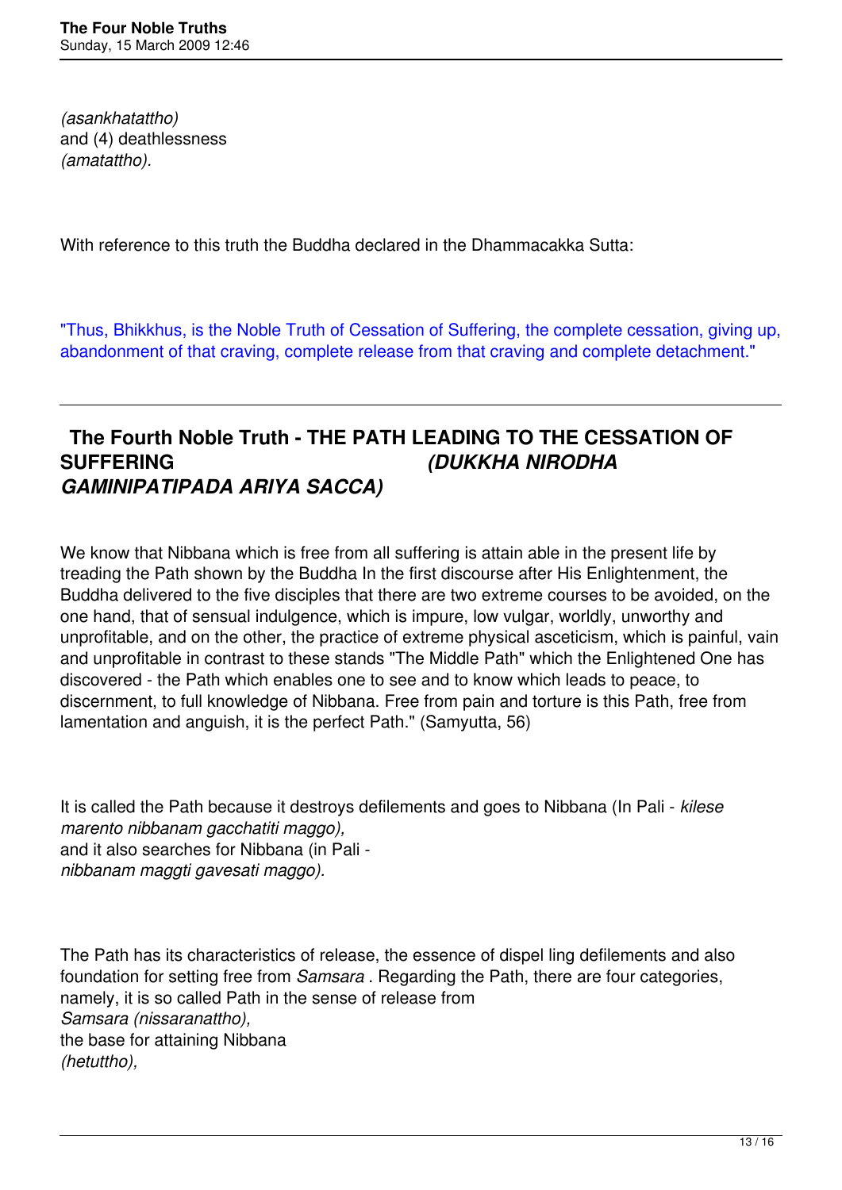*(asankhatattho)*
and (4) deathlessness
*(amatattho).*

With reference to this truth the Buddha declared in the Dhammacakka Sutta:

"Thus, Bhikkhus, is the Noble Truth of Cessation of Suffering, the complete cessation, giving up, abandonment of that craving, complete release from that craving and complete detachment."

---

## The Fourth Noble Truth - THE PATH LEADING TO THE CESSATION OF SUFFERING *(DUKKHA NIRODHA GAMINIPATIPADA ARIYA SACCA)*

We know that Nibbana which is free from all suffering is attain able in the present life by treading the Path shown by the Buddha In the first discourse after His Enlightenment, the Buddha delivered to the five disciples that there are two extreme courses to be avoided, on the one hand, that of sensual indulgence, which is impure, low vulgar, worldly, unworthy and unprofitable, and on the other, the practice of extreme physical asceticism, which is painful, vain and unprofitable in contrast to these stands "The Middle Path" which the Enlightened One has discovered - the Path which enables one to see and to know which leads to peace, to discernment, to full knowledge of Nibbana. Free from pain and torture is this Path, free from lamentation and anguish, it is the perfect Path." (Samyutta, 56)

It is called the Path because it destroys defilements and goes to Nibbana (In Pali - *kilese marento nibbanam gacchatiti maggo),*
and it also searches for Nibbana (in Pali -
*nibbanam maggti gavesati maggo).*

The Path has its characteristics of release, the essence of dispel ling defilements and also foundation for setting free from *Samsara* . Regarding the Path, there are four categories, namely, it is so called Path in the sense of release from
*Samsara (nissaranattho),*
the base for attaining Nibbana
*(hetuttho),*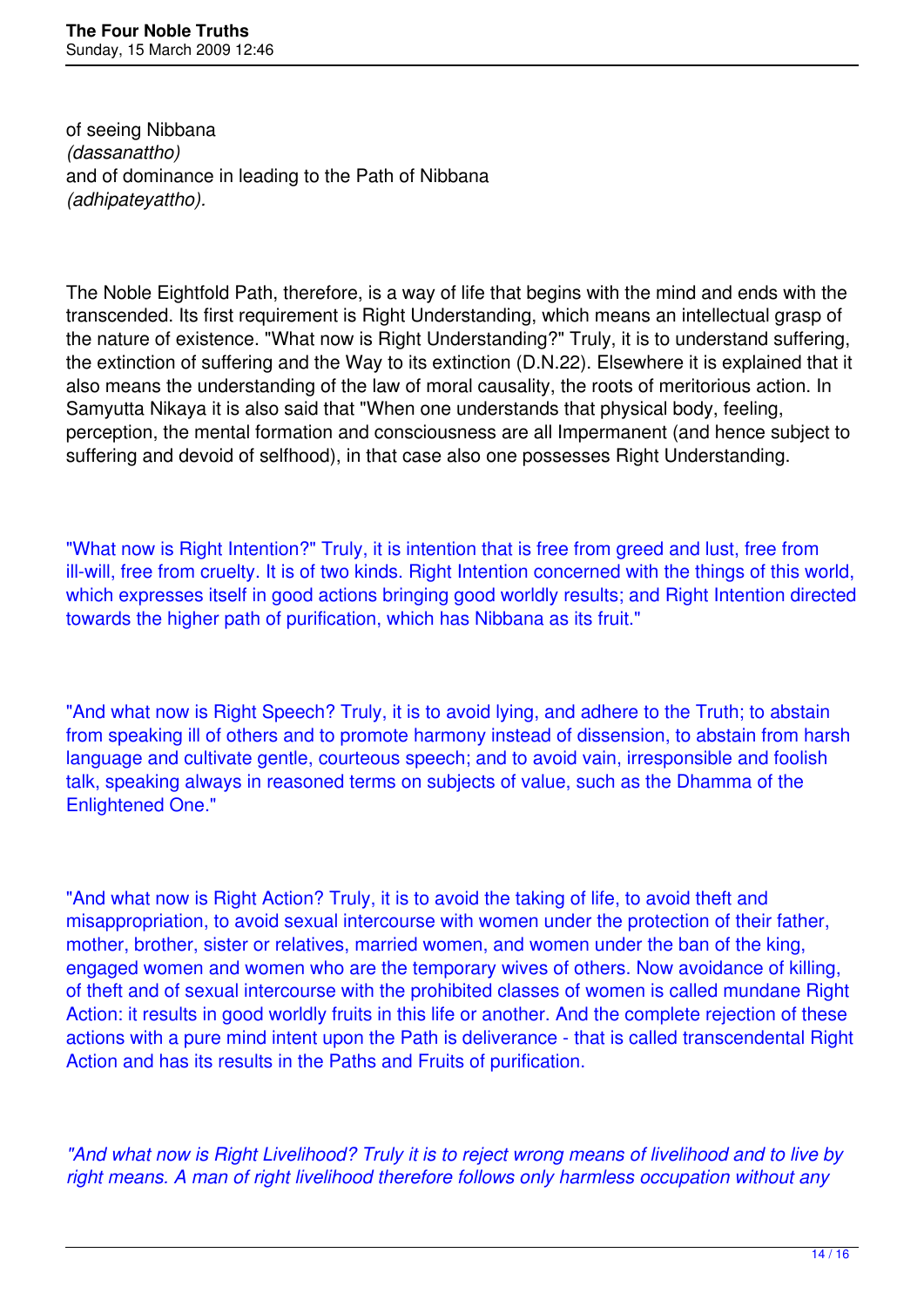of seeing Nibbana
*(dassanattho)*
and of dominance in leading to the Path of Nibbana
*(adhipateyattho).*

The Noble Eightfold Path, therefore, is a way of life that begins with the mind and ends with the transcended. Its first requirement is Right Understanding, which means an intellectual grasp of the nature of existence. "What now is Right Understanding?" Truly, it is to understand suffering, the extinction of suffering and the Way to its extinction (D.N.22). Elsewhere it is explained that it also means the understanding of the law of moral causality, the roots of meritorious action. In Samyutta Nikaya it is also said that "When one understands that physical body, feeling, perception, the mental formation and consciousness are all Impermanent (and hence subject to suffering and devoid of selfhood), in that case also one possesses Right Understanding.

"What now is Right Intention?" Truly, it is intention that is free from greed and lust, free from ill-will, free from cruelty. It is of two kinds. Right Intention concerned with the things of this world, which expresses itself in good actions bringing good worldly results; and Right Intention directed towards the higher path of purification, which has Nibbana as its fruit."

"And what now is Right Speech? Truly, it is to avoid lying, and adhere to the Truth; to abstain from speaking ill of others and to promote harmony instead of dissension, to abstain from harsh language and cultivate gentle, courteous speech; and to avoid vain, irresponsible and foolish talk, speaking always in reasoned terms on subjects of value, such as the Dhamma of the Enlightened One."

"And what now is Right Action? Truly, it is to avoid the taking of life, to avoid theft and misappropriation, to avoid sexual intercourse with women under the protection of their father, mother, brother, sister or relatives, married women, and women under the ban of the king, engaged women and women who are the temporary wives of others. Now avoidance of killing, of theft and of sexual intercourse with the prohibited classes of women is called mundane Right Action: it results in good worldly fruits in this life or another. And the complete rejection of these actions with a pure mind intent upon the Path is deliverance - that is called transcendental Right Action and has its results in the Paths and Fruits of purification.

*"And what now is Right Livelihood? Truly it is to reject wrong means of livelihood and to live by right means. A man of right livelihood therefore follows only harmless occupation without any*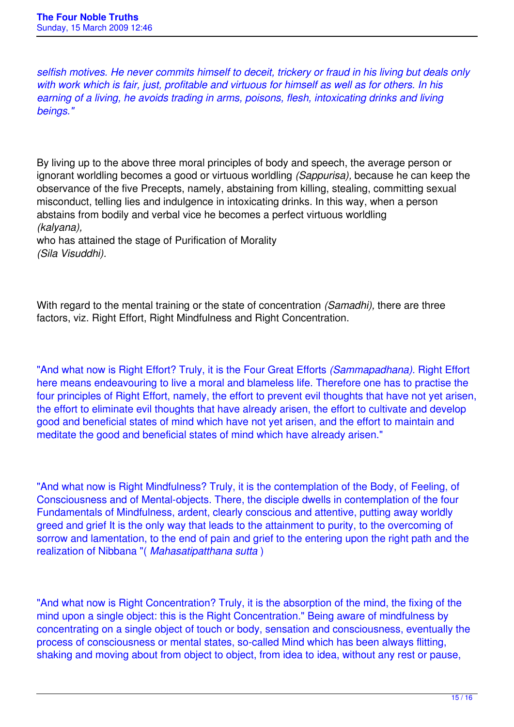*selfish motives. He never commits himself to deceit, trickery or fraud in his living but deals only with work which is fair, just, profitable and virtuous for himself as well as for others. In his earning of a living, he avoids trading in arms, poisons, flesh, intoxicating drinks and living beings."*

By living up to the above three moral principles of body and speech, the average person or ignorant worldling becomes a good or virtuous worldling *(Sappurisa),* because he can keep the observance of the five Precepts, namely, abstaining from killing, stealing, committing sexual misconduct, telling lies and indulgence in intoxicating drinks. In this way, when a person abstains from bodily and verbal vice he becomes a perfect virtuous worldling *(kalyana),* who has attained the stage of Purification of Morality *(Sila Visuddhi).*

With regard to the mental training or the state of concentration *(Samadhi),* there are three factors, viz. Right Effort, Right Mindfulness and Right Concentration.

"And what now is Right Effort? Truly, it is the Four Great Efforts *(Sammapadhana).* Right Effort here means endeavouring to live a moral and blameless life. Therefore one has to practise the four principles of Right Effort, namely, the effort to prevent evil thoughts that have not yet arisen, the effort to eliminate evil thoughts that have already arisen, the effort to cultivate and develop good and beneficial states of mind which have not yet arisen, and the effort to maintain and meditate the good and beneficial states of mind which have already arisen."

"And what now is Right Mindfulness? Truly, it is the contemplation of the Body, of Feeling, of Consciousness and of Mental-objects. There, the disciple dwells in contemplation of the four Fundamentals of Mindfulness, ardent, clearly conscious and attentive, putting away worldly greed and grief It is the only way that leads to the attainment to purity, to the overcoming of sorrow and lamentation, to the end of pain and grief to the entering upon the right path and the realization of Nibbana "( *Mahasatipatthana sutta* )

"And what now is Right Concentration? Truly, it is the absorption of the mind, the fixing of the mind upon a single object: this is the Right Concentration." Being aware of mindfulness by concentrating on a single object of touch or body, sensation and consciousness, eventually the process of consciousness or mental states, so-called Mind which has been always flitting, shaking and moving about from object to object, from idea to idea, without any rest or pause,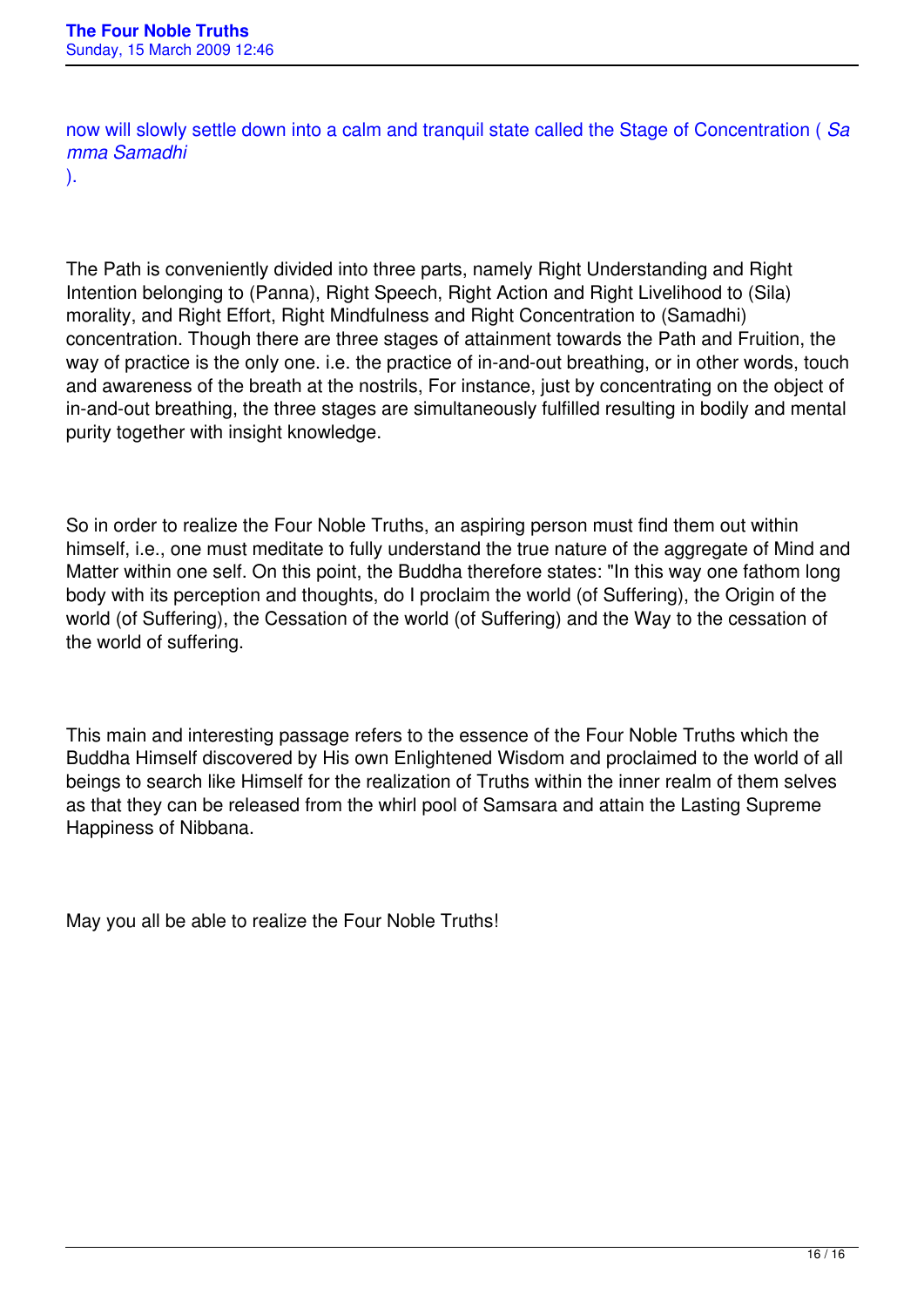now will slowly settle down into a calm and tranquil state called the Stage of Concentration ( *Samma Samadhi* ).

The Path is conveniently divided into three parts, namely Right Understanding and Right Intention belonging to (Panna), Right Speech, Right Action and Right Livelihood to (Sila) morality, and Right Effort, Right Mindfulness and Right Concentration to (Samadhi) concentration. Though there are three stages of attainment towards the Path and Fruition, the way of practice is the only one. i.e. the practice of in-and-out breathing, or in other words, touch and awareness of the breath at the nostrils, For instance, just by concentrating on the object of in-and-out breathing, the three stages are simultaneously fulfilled resulting in bodily and mental purity together with insight knowledge.

So in order to realize the Four Noble Truths, an aspiring person must find them out within himself, i.e., one must meditate to fully understand the true nature of the aggregate of Mind and Matter within one self. On this point, the Buddha therefore states: "In this way one fathom long body with its perception and thoughts, do I proclaim the world (of Suffering), the Origin of the world (of Suffering), the Cessation of the world (of Suffering) and the Way to the cessation of the world of suffering.

This main and interesting passage refers to the essence of the Four Noble Truths which the Buddha Himself discovered by His own Enlightened Wisdom and proclaimed to the world of all beings to search like Himself for the realization of Truths within the inner realm of them selves as that they can be released from the whirl pool of Samsara and attain the Lasting Supreme Happiness of Nibbana.

May you all be able to realize the Four Noble Truths!